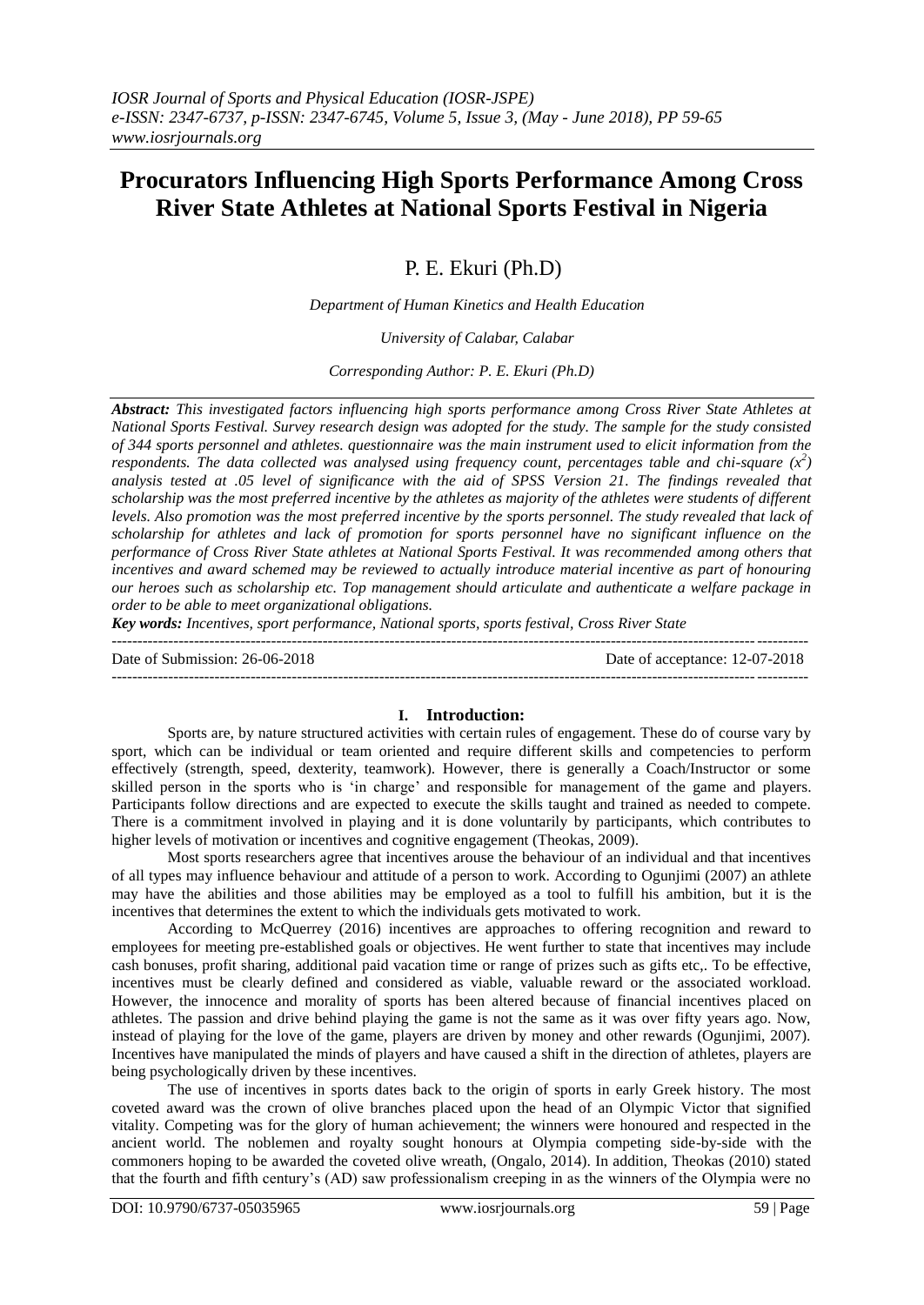# Procurators Influencing High Sports Performance Among Cross River State Athletes at National Sports Festival in Nigeria

P. E. Ekuri (Ph.D)

*Department of Human Kinetics and Health Education*

*University of Calabar, Calabar*

*Corresponding Author: P. E. Ekuri (Ph.D)*

***Abstract:*** *This investigated factors influencing high sports performance among Cross River State Athletes at National Sports Festival. Survey research design was adopted for the study. The sample for the study consisted of 344 sports personnel and athletes. questionnaire was the main instrument used to elicit information from the respondents. The data collected was analysed using frequency count, percentages table and chi-square ($x^2$) analysis tested at .05 level of significance with the aid of SPSS Version 21. The findings revealed that scholarship was the most preferred incentive by the athletes as majority of the athletes were students of different levels. Also promotion was the most preferred incentive by the sports personnel. The study revealed that lack of scholarship for athletes and lack of promotion for sports personnel have no significant influence on the performance of Cross River State athletes at National Sports Festival. It was recommended among others that incentives and award schemed may be reviewed to actually introduce material incentive as part of honouring our heroes such as scholarship etc. Top management should articulate and authenticate a welfare package in order to be able to meet organizational obligations.*

***Key words:*** *Incentives, sport performance, National sports, sports festival, Cross River State*

Date of Submission: 26-06-2018 Date of acceptance: 12-07-2018

## I. Introduction:

Sports are, by nature structured activities with certain rules of engagement. These do of course vary by sport, which can be individual or team oriented and require different skills and competencies to perform effectively (strength, speed, dexterity, teamwork). However, there is generally a Coach/Instructor or some skilled person in the sports who is 'in charge' and responsible for management of the game and players. Participants follow directions and are expected to execute the skills taught and trained as needed to compete. There is a commitment involved in playing and it is done voluntarily by participants, which contributes to higher levels of motivation or incentives and cognitive engagement (Theokas, 2009).

Most sports researchers agree that incentives arouse the behaviour of an individual and that incentives of all types may influence behaviour and attitude of a person to work. According to Ogunjimi (2007) an athlete may have the abilities and those abilities may be employed as a tool to fulfill his ambition, but it is the incentives that determines the extent to which the individuals gets motivated to work.

According to McQuerrey (2016) incentives are approaches to offering recognition and reward to employees for meeting pre-established goals or objectives. He went further to state that incentives may include cash bonuses, profit sharing, additional paid vacation time or range of prizes such as gifts etc,. To be effective, incentives must be clearly defined and considered as viable, valuable reward or the associated workload. However, the innocence and morality of sports has been altered because of financial incentives placed on athletes. The passion and drive behind playing the game is not the same as it was over fifty years ago. Now, instead of playing for the love of the game, players are driven by money and other rewards (Ogunjimi, 2007). Incentives have manipulated the minds of players and have caused a shift in the direction of athletes, players are being psychologically driven by these incentives.

The use of incentives in sports dates back to the origin of sports in early Greek history. The most coveted award was the crown of olive branches placed upon the head of an Olympic Victor that signified vitality. Competing was for the glory of human achievement; the winners were honoured and respected in the ancient world. The noblemen and royalty sought honours at Olympia competing side-by-side with the commoners hoping to be awarded the coveted olive wreath, (Ongalo, 2014). In addition, Theokas (2010) stated that the fourth and fifth century's (AD) saw professionalism creeping in as the winners of the Olympia were no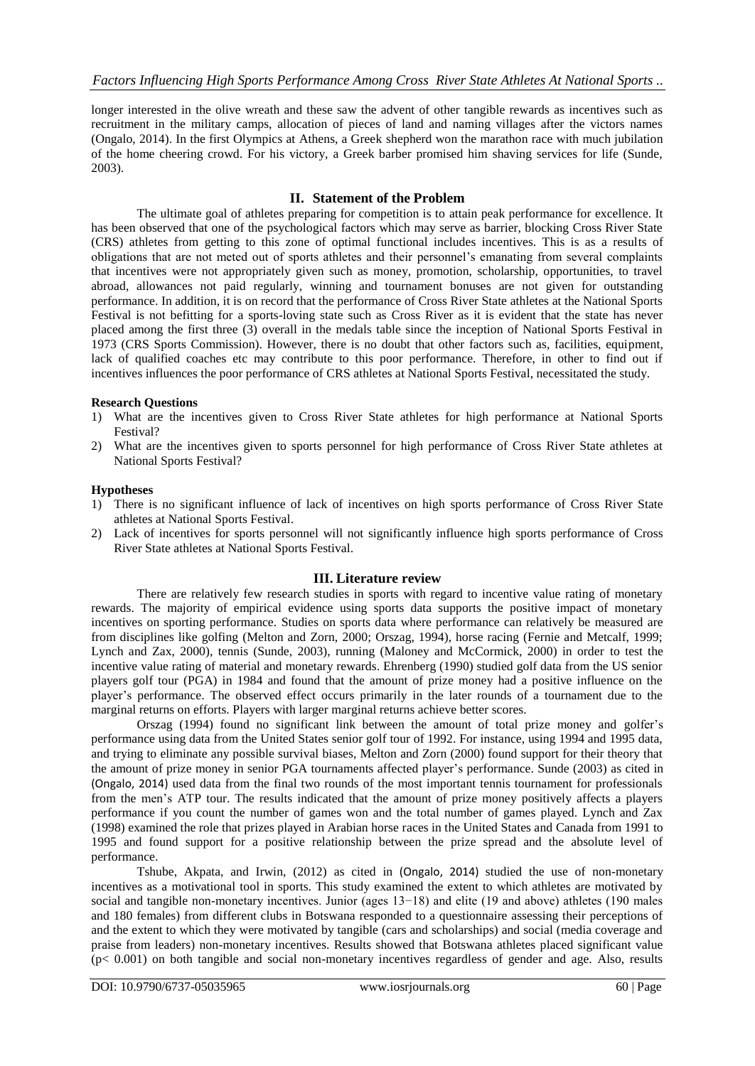longer interested in the olive wreath and these saw the advent of other tangible rewards as incentives such as recruitment in the military camps, allocation of pieces of land and naming villages after the victors names (Ongalo, 2014). In the first Olympics at Athens, a Greek shepherd won the marathon race with much jubilation of the home cheering crowd. For his victory, a Greek barber promised him shaving services for life (Sunde, 2003).

## II. Statement of the Problem

The ultimate goal of athletes preparing for competition is to attain peak performance for excellence. It has been observed that one of the psychological factors which may serve as barrier, blocking Cross River State (CRS) athletes from getting to this zone of optimal functional includes incentives. This is as a results of obligations that are not meted out of sports athletes and their personnel's emanating from several complaints that incentives were not appropriately given such as money, promotion, scholarship, opportunities, to travel abroad, allowances not paid regularly, winning and tournament bonuses are not given for outstanding performance. In addition, it is on record that the performance of Cross River State athletes at the National Sports Festival is not befitting for a sports-loving state such as Cross River as it is evident that the state has never placed among the first three (3) overall in the medals table since the inception of National Sports Festival in 1973 (CRS Sports Commission). However, there is no doubt that other factors such as, facilities, equipment, lack of qualified coaches etc may contribute to this poor performance. Therefore, in other to find out if incentives influences the poor performance of CRS athletes at National Sports Festival, necessitated the study.

**Research Questions**

1) What are the incentives given to Cross River State athletes for high performance at National Sports Festival?
2) What are the incentives given to sports personnel for high performance of Cross River State athletes at National Sports Festival?

**Hypotheses**

1) There is no significant influence of lack of incentives on high sports performance of Cross River State athletes at National Sports Festival.
2) Lack of incentives for sports personnel will not significantly influence high sports performance of Cross River State athletes at National Sports Festival.

## III. Literature review

There are relatively few research studies in sports with regard to incentive value rating of monetary rewards. The majority of empirical evidence using sports data supports the positive impact of monetary incentives on sporting performance. Studies on sports data where performance can relatively be measured are from disciplines like golfing (Melton and Zorn, 2000; Orszag, 1994), horse racing (Fernie and Metcalf, 1999; Lynch and Zax, 2000), tennis (Sunde, 2003), running (Maloney and McCormick, 2000) in order to test the incentive value rating of material and monetary rewards. Ehrenberg (1990) studied golf data from the US senior players golf tour (PGA) in 1984 and found that the amount of prize money had a positive influence on the player's performance. The observed effect occurs primarily in the later rounds of a tournament due to the marginal returns on efforts. Players with larger marginal returns achieve better scores.

Orszag (1994) found no significant link between the amount of total prize money and golfer's performance using data from the United States senior golf tour of 1992. For instance, using 1994 and 1995 data, and trying to eliminate any possible survival biases, Melton and Zorn (2000) found support for their theory that the amount of prize money in senior PGA tournaments affected player's performance. Sunde (2003) as cited in (Ongalo, 2014) used data from the final two rounds of the most important tennis tournament for professionals from the men's ATP tour. The results indicated that the amount of prize money positively affects a players performance if you count the number of games won and the total number of games played. Lynch and Zax (1998) examined the role that prizes played in Arabian horse races in the United States and Canada from 1991 to 1995 and found support for a positive relationship between the prize spread and the absolute level of performance.

Tshube, Akpata, and Irwin, (2012) as cited in (Ongalo, 2014) studied the use of non-monetary incentives as a motivational tool in sports. This study examined the extent to which athletes are motivated by social and tangible non-monetary incentives. Junior (ages 13−18) and elite (19 and above) athletes (190 males and 180 females) from different clubs in Botswana responded to a questionnaire assessing their perceptions of and the extent to which they were motivated by tangible (cars and scholarships) and social (media coverage and praise from leaders) non-monetary incentives. Results showed that Botswana athletes placed significant value ($p < 0.001$) on both tangible and social non-monetary incentives regardless of gender and age. Also, results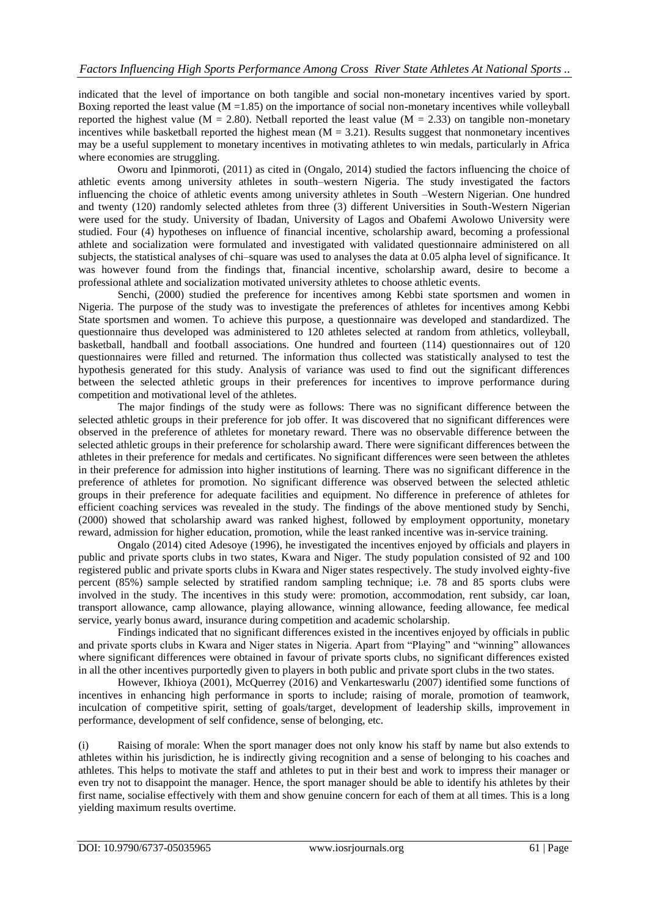indicated that the level of importance on both tangible and social non-monetary incentives varied by sport. Boxing reported the least value ($M = 1.85$) on the importance of social non-monetary incentives while volleyball reported the highest value ($M = 2.80$). Netball reported the least value ($M = 2.33$) on tangible non-monetary incentives while basketball reported the highest mean ($M = 3.21$). Results suggest that nonmonetary incentives may be a useful supplement to monetary incentives in motivating athletes to win medals, particularly in Africa where economies are struggling.

Oworu and Ipinmoroti, (2011) as cited in (Ongalo, 2014) studied the factors influencing the choice of athletic events among university athletes in south–western Nigeria. The study investigated the factors influencing the choice of athletic events among university athletes in South –Western Nigerian. One hundred and twenty (120) randomly selected athletes from three (3) different Universities in South-Western Nigerian were used for the study. University of Ibadan, University of Lagos and Obafemi Awolowo University were studied. Four (4) hypotheses on influence of financial incentive, scholarship award, becoming a professional athlete and socialization were formulated and investigated with validated questionnaire administered on all subjects, the statistical analyses of chi–square was used to analyses the data at 0.05 alpha level of significance. It was however found from the findings that, financial incentive, scholarship award, desire to become a professional athlete and socialization motivated university athletes to choose athletic events.

Senchi, (2000) studied the preference for incentives among Kebbi state sportsmen and women in Nigeria. The purpose of the study was to investigate the preferences of athletes for incentives among Kebbi State sportsmen and women. To achieve this purpose, a questionnaire was developed and standardized. The questionnaire thus developed was administered to 120 athletes selected at random from athletics, volleyball, basketball, handball and football associations. One hundred and fourteen (114) questionnaires out of 120 questionnaires were filled and returned. The information thus collected was statistically analysed to test the hypothesis generated for this study. Analysis of variance was used to find out the significant differences between the selected athletic groups in their preferences for incentives to improve performance during competition and motivational level of the athletes.

The major findings of the study were as follows: There was no significant difference between the selected athletic groups in their preference for job offer. It was discovered that no significant differences were observed in the preference of athletes for monetary reward. There was no observable difference between the selected athletic groups in their preference for scholarship award. There were significant differences between the athletes in their preference for medals and certificates. No significant differences were seen between the athletes in their preference for admission into higher institutions of learning. There was no significant difference in the preference of athletes for promotion. No significant difference was observed between the selected athletic groups in their preference for adequate facilities and equipment. No difference in preference of athletes for efficient coaching services was revealed in the study. The findings of the above mentioned study by Senchi, (2000) showed that scholarship award was ranked highest, followed by employment opportunity, monetary reward, admission for higher education, promotion, while the least ranked incentive was in-service training.

Ongalo (2014) cited Adesoye (1996), he investigated the incentives enjoyed by officials and players in public and private sports clubs in two states, Kwara and Niger. The study population consisted of 92 and 100 registered public and private sports clubs in Kwara and Niger states respectively. The study involved eighty-five percent (85%) sample selected by stratified random sampling technique; i.e. 78 and 85 sports clubs were involved in the study. The incentives in this study were: promotion, accommodation, rent subsidy, car loan, transport allowance, camp allowance, playing allowance, winning allowance, feeding allowance, fee medical service, yearly bonus award, insurance during competition and academic scholarship.

Findings indicated that no significant differences existed in the incentives enjoyed by officials in public and private sports clubs in Kwara and Niger states in Nigeria. Apart from "Playing" and "winning" allowances where significant differences were obtained in favour of private sports clubs, no significant differences existed in all the other incentives purportedly given to players in both public and private sport clubs in the two states.

However, Ikhioya (2001), McQuerrey (2016) and Venkarteswarlu (2007) identified some functions of incentives in enhancing high performance in sports to include; raising of morale, promotion of teamwork, inculcation of competitive spirit, setting of goals/target, development of leadership skills, improvement in performance, development of self confidence, sense of belonging, etc.

(i) Raising of morale: When the sport manager does not only know his staff by name but also extends to athletes within his jurisdiction, he is indirectly giving recognition and a sense of belonging to his coaches and athletes. This helps to motivate the staff and athletes to put in their best and work to impress their manager or even try not to disappoint the manager. Hence, the sport manager should be able to identify his athletes by their first name, socialise effectively with them and show genuine concern for each of them at all times. This is a long yielding maximum results overtime.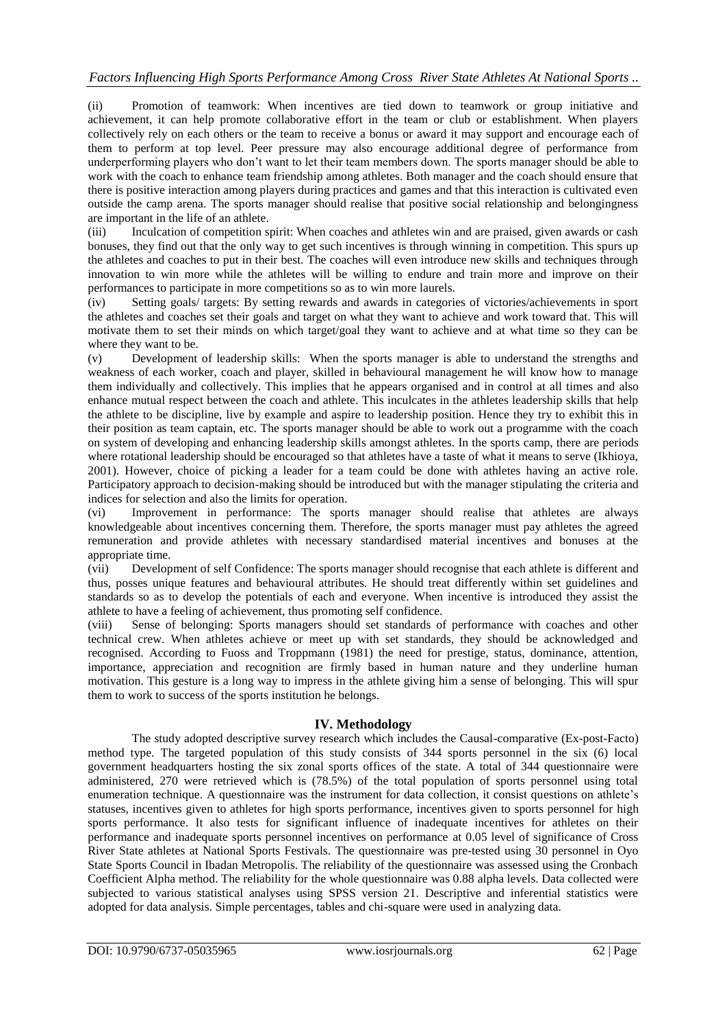(ii) Promotion of teamwork: When incentives are tied down to teamwork or group initiative and achievement, it can help promote collaborative effort in the team or club or establishment. When players collectively rely on each others or the team to receive a bonus or award it may support and encourage each of them to perform at top level. Peer pressure may also encourage additional degree of performance from underperforming players who don't want to let their team members down. The sports manager should be able to work with the coach to enhance team friendship among athletes. Both manager and the coach should ensure that there is positive interaction among players during practices and games and that this interaction is cultivated even outside the camp arena. The sports manager should realise that positive social relationship and belongingness are important in the life of an athlete.

(iii) Inculcation of competition spirit: When coaches and athletes win and are praised, given awards or cash bonuses, they find out that the only way to get such incentives is through winning in competition. This spurs up the athletes and coaches to put in their best. The coaches will even introduce new skills and techniques through innovation to win more while the athletes will be willing to endure and train more and improve on their performances to participate in more competitions so as to win more laurels.

(iv) Setting goals/ targets: By setting rewards and awards in categories of victories/achievements in sport the athletes and coaches set their goals and target on what they want to achieve and work toward that. This will motivate them to set their minds on which target/goal they want to achieve and at what time so they can be where they want to be.

(v) Development of leadership skills: When the sports manager is able to understand the strengths and weakness of each worker, coach and player, skilled in behavioural management he will know how to manage them individually and collectively. This implies that he appears organised and in control at all times and also enhance mutual respect between the coach and athlete. This inculcates in the athletes leadership skills that help the athlete to be discipline, live by example and aspire to leadership position. Hence they try to exhibit this in their position as team captain, etc. The sports manager should be able to work out a programme with the coach on system of developing and enhancing leadership skills amongst athletes. In the sports camp, there are periods where rotational leadership should be encouraged so that athletes have a taste of what it means to serve (Ikhioya, 2001). However, choice of picking a leader for a team could be done with athletes having an active role. Participatory approach to decision-making should be introduced but with the manager stipulating the criteria and indices for selection and also the limits for operation.

(vi) Improvement in performance: The sports manager should realise that athletes are always knowledgeable about incentives concerning them. Therefore, the sports manager must pay athletes the agreed remuneration and provide athletes with necessary standardised material incentives and bonuses at the appropriate time.

(vii) Development of self Confidence: The sports manager should recognise that each athlete is different and thus, posses unique features and behavioural attributes. He should treat differently within set guidelines and standards so as to develop the potentials of each and everyone. When incentive is introduced they assist the athlete to have a feeling of achievement, thus promoting self confidence.

(viii) Sense of belonging: Sports managers should set standards of performance with coaches and other technical crew. When athletes achieve or meet up with set standards, they should be acknowledged and recognised. According to Fuoss and Troppmann (1981) the need for prestige, status, dominance, attention, importance, appreciation and recognition are firmly based in human nature and they underline human motivation. This gesture is a long way to impress in the athlete giving him a sense of belonging. This will spur them to work to success of the sports institution he belongs.

## IV. Methodology

The study adopted descriptive survey research which includes the Causal-comparative (Ex-post-Facto) method type. The targeted population of this study consists of 344 sports personnel in the six (6) local government headquarters hosting the six zonal sports offices of the state. A total of 344 questionnaire were administered, 270 were retrieved which is (78.5%) of the total population of sports personnel using total enumeration technique. A questionnaire was the instrument for data collection, it consist questions on athlete's statuses, incentives given to athletes for high sports performance, incentives given to sports personnel for high sports performance. It also tests for significant influence of inadequate incentives for athletes on their performance and inadequate sports personnel incentives on performance at 0.05 level of significance of Cross River State athletes at National Sports Festivals. The questionnaire was pre-tested using 30 personnel in Oyo State Sports Council in Ibadan Metropolis. The reliability of the questionnaire was assessed using the Cronbach Coefficient Alpha method. The reliability for the whole questionnaire was 0.88 alpha levels. Data collected were subjected to various statistical analyses using SPSS version 21. Descriptive and inferential statistics were adopted for data analysis. Simple percentages, tables and chi-square were used in analyzing data.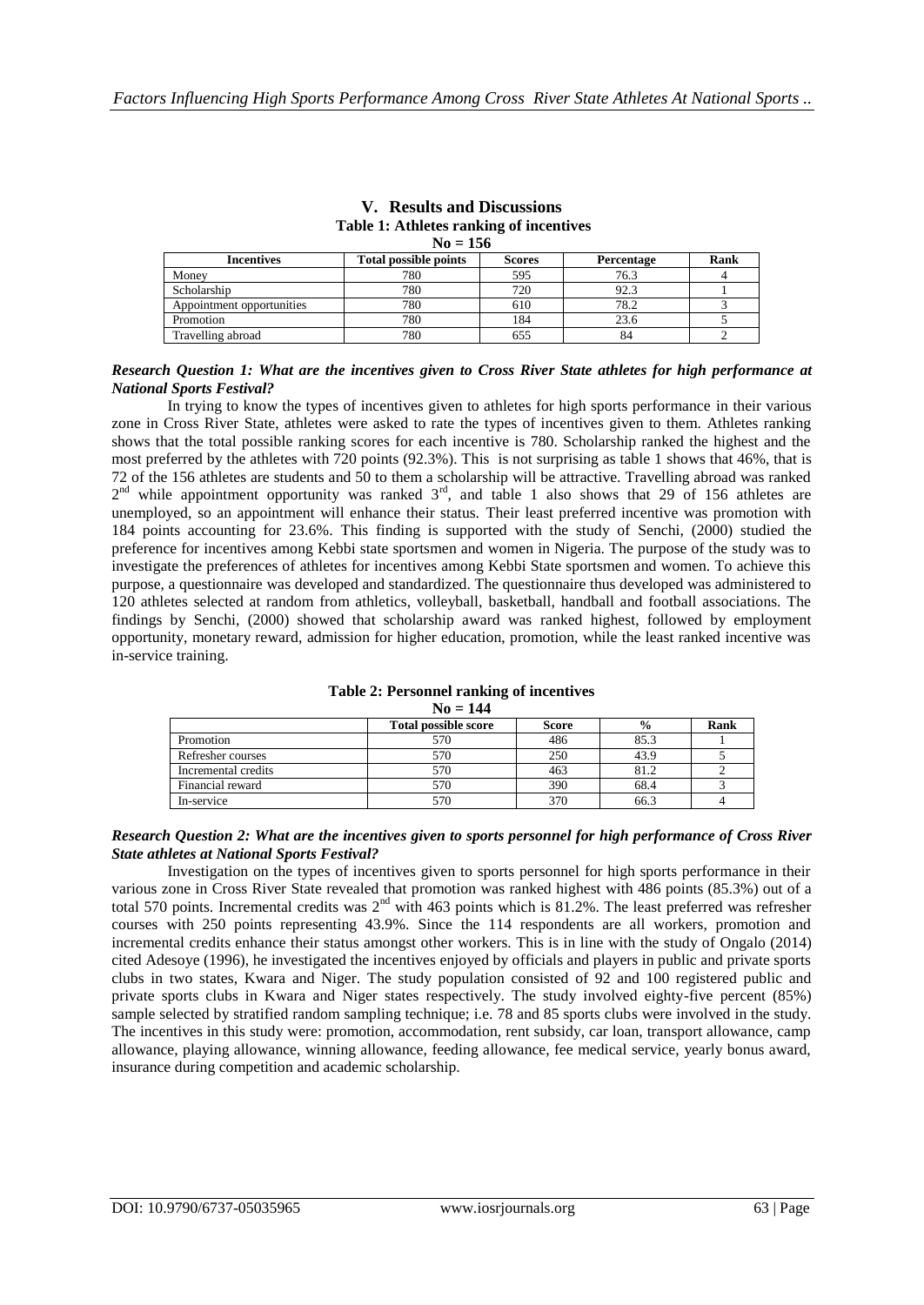## V. Results and Discussions

**Table 1: Athletes ranking of incentives**

**No = 156**

| Incentives | Total possible points | Scores | Percentage | Rank |
|---|---|---|---|---|
| Money | 780 | 595 | 76.3 | 4 |
| Scholarship | 780 | 720 | 92.3 | 1 |
| Appointment opportunities | 780 | 610 | 78.2 | 3 |
| Promotion | 780 | 184 | 23.6 | 5 |
| Travelling abroad | 780 | 655 | 84 | 2 |

***Research Question 1: What are the incentives given to Cross River State athletes for high performance at National Sports Festival?***

In trying to know the types of incentives given to athletes for high sports performance in their various zone in Cross River State, athletes were asked to rate the types of incentives given to them. Athletes ranking shows that the total possible ranking scores for each incentive is 780. Scholarship ranked the highest and the most preferred by the athletes with 720 points (92.3%). This is not surprising as table 1 shows that 46%, that is 72 of the 156 athletes are students and 50 to them a scholarship will be attractive. Travelling abroad was ranked 2nd while appointment opportunity was ranked 3rd, and table 1 also shows that 29 of 156 athletes are unemployed, so an appointment will enhance their status. Their least preferred incentive was promotion with 184 points accounting for 23.6%. This finding is supported with the study of Senchi, (2000) studied the preference for incentives among Kebbi state sportsmen and women in Nigeria. The purpose of the study was to investigate the preferences of athletes for incentives among Kebbi State sportsmen and women. To achieve this purpose, a questionnaire was developed and standardized. The questionnaire thus developed was administered to 120 athletes selected at random from athletics, volleyball, basketball, handball and football associations. The findings by Senchi, (2000) showed that scholarship award was ranked highest, followed by employment opportunity, monetary reward, admission for higher education, promotion, while the least ranked incentive was in-service training.

**Table 2: Personnel ranking of incentives**

**No = 144**

| | Total possible score | Score | % | Rank |
|---|---|---|---|---|
| Promotion | 570 | 486 | 85.3 | 1 |
| Refresher courses | 570 | 250 | 43.9 | 5 |
| Incremental credits | 570 | 463 | 81.2 | 2 |
| Financial reward | 570 | 390 | 68.4 | 3 |
| In-service | 570 | 370 | 66.3 | 4 |

***Research Question 2: What are the incentives given to sports personnel for high performance of Cross River State athletes at National Sports Festival?***

Investigation on the types of incentives given to sports personnel for high sports performance in their various zone in Cross River State revealed that promotion was ranked highest with 486 points (85.3%) out of a total 570 points. Incremental credits was 2nd with 463 points which is 81.2%. The least preferred was refresher courses with 250 points representing 43.9%. Since the 114 respondents are all workers, promotion and incremental credits enhance their status amongst other workers. This is in line with the study of Ongalo (2014) cited Adesoye (1996), he investigated the incentives enjoyed by officials and players in public and private sports clubs in two states, Kwara and Niger. The study population consisted of 92 and 100 registered public and private sports clubs in Kwara and Niger states respectively. The study involved eighty-five percent (85%) sample selected by stratified random sampling technique; i.e. 78 and 85 sports clubs were involved in the study. The incentives in this study were: promotion, accommodation, rent subsidy, car loan, transport allowance, camp allowance, playing allowance, winning allowance, feeding allowance, fee medical service, yearly bonus award, insurance during competition and academic scholarship.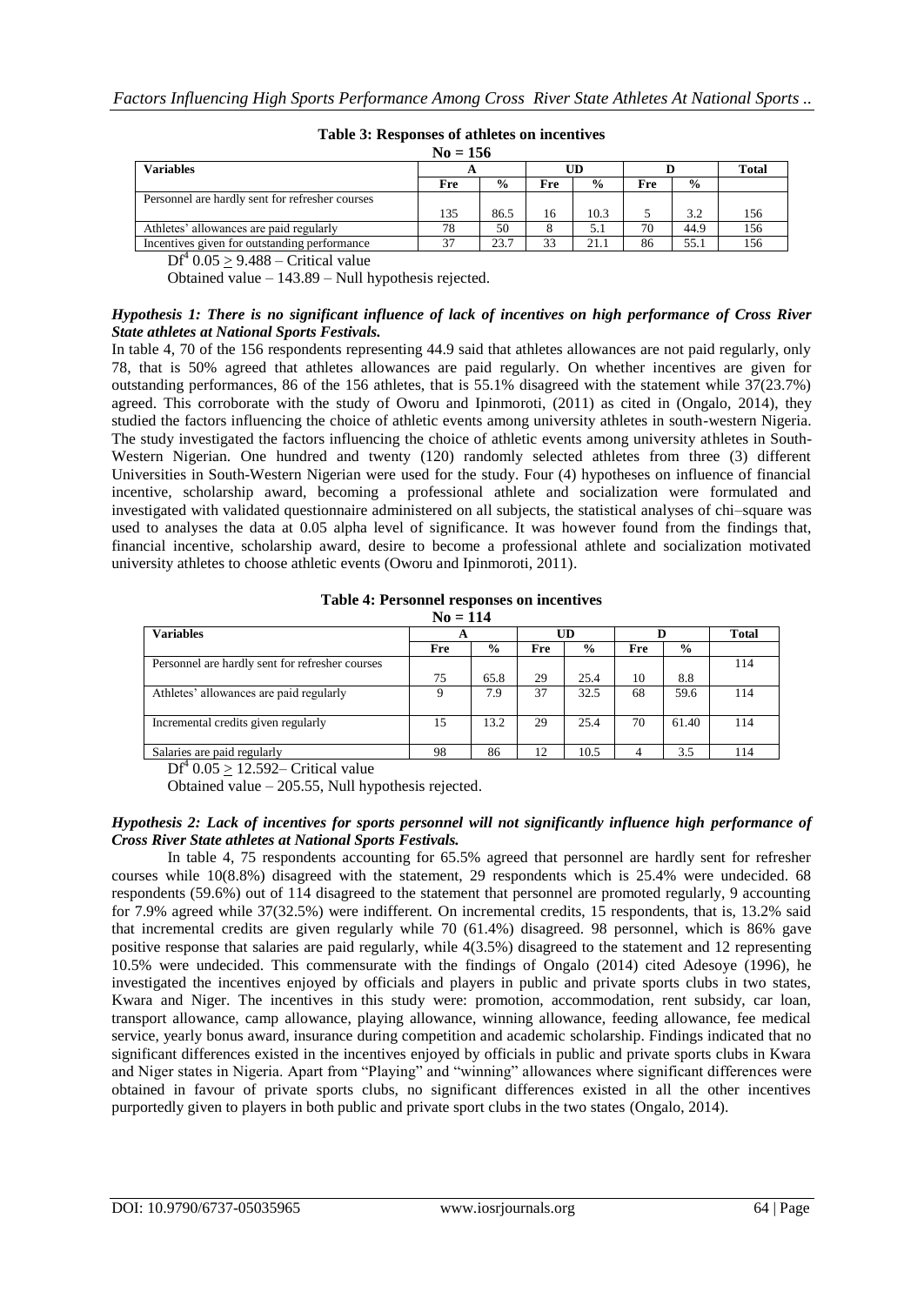**Table 3: Responses of athletes on incentives**

**No = 156**

| Variables | A | | UD | | D | | Total |
|---|---|---|---|---|---|---|---|
| | Fre | % | Fre | % | Fre | % | |
| Personnel are hardly sent for refresher courses | 135 | 86.5 | 16 | 10.3 | 5 | 3.2 | 156 |
| Athletes' allowances are paid regularly | 78 | 50 | 8 | 5.1 | 70 | 44.9 | 156 |
| Incentives given for outstanding performance | 37 | 23.7 | 33 | 21.1 | 86 | 55.1 | 156 |

$Df^4$ $0.05 \geq 9.488$ – Critical value

Obtained value – 143.89 – Null hypothesis rejected.

***Hypothesis 1: There is no significant influence of lack of incentives on high performance of Cross River State athletes at National Sports Festivals.***

In table 4, 70 of the 156 respondents representing 44.9 said that athletes allowances are not paid regularly, only 78, that is 50% agreed that athletes allowances are paid regularly. On whether incentives are given for outstanding performances, 86 of the 156 athletes, that is 55.1% disagreed with the statement while 37(23.7%) agreed. This corroborate with the study of Oworu and Ipinmoroti, (2011) as cited in (Ongalo, 2014), they studied the factors influencing the choice of athletic events among university athletes in south-western Nigeria. The study investigated the factors influencing the choice of athletic events among university athletes in South-Western Nigerian. One hundred and twenty (120) randomly selected athletes from three (3) different Universities in South-Western Nigerian were used for the study. Four (4) hypotheses on influence of financial incentive, scholarship award, becoming a professional athlete and socialization were formulated and investigated with validated questionnaire administered on all subjects, the statistical analyses of chi–square was used to analyses the data at 0.05 alpha level of significance. It was however found from the findings that, financial incentive, scholarship award, desire to become a professional athlete and socialization motivated university athletes to choose athletic events (Oworu and Ipinmoroti, 2011).

**Table 4: Personnel responses on incentives**

**No = 114**

| Variables | A | | UD | | D | | Total |
|---|---|---|---|---|---|---|---|
| | Fre | % | Fre | % | Fre | % | |
| Personnel are hardly sent for refresher courses | 75 | 65.8 | 29 | 25.4 | 10 | 8.8 | 114 |
| Athletes' allowances are paid regularly | 9 | 7.9 | 37 | 32.5 | 68 | 59.6 | 114 |
| Incremental credits given regularly | 15 | 13.2 | 29 | 25.4 | 70 | 61.40 | 114 |
| Salaries are paid regularly | 98 | 86 | 12 | 10.5 | 4 | 3.5 | 114 |

$Df^4$ $0.05 \geq 12.592$– Critical value

Obtained value – 205.55, Null hypothesis rejected.

***Hypothesis 2: Lack of incentives for sports personnel will not significantly influence high performance of Cross River State athletes at National Sports Festivals.***

In table 4, 75 respondents accounting for 65.5% agreed that personnel are hardly sent for refresher courses while 10(8.8%) disagreed with the statement, 29 respondents which is 25.4% were undecided. 68 respondents (59.6%) out of 114 disagreed to the statement that personnel are promoted regularly, 9 accounting for 7.9% agreed while 37(32.5%) were indifferent. On incremental credits, 15 respondents, that is, 13.2% said that incremental credits are given regularly while 70 (61.4%) disagreed. 98 personnel, which is 86% gave positive response that salaries are paid regularly, while 4(3.5%) disagreed to the statement and 12 representing 10.5% were undecided. This commensurate with the findings of Ongalo (2014) cited Adesoye (1996), he investigated the incentives enjoyed by officials and players in public and private sports clubs in two states, Kwara and Niger. The incentives in this study were: promotion, accommodation, rent subsidy, car loan, transport allowance, camp allowance, playing allowance, winning allowance, feeding allowance, fee medical service, yearly bonus award, insurance during competition and academic scholarship. Findings indicated that no significant differences existed in the incentives enjoyed by officials in public and private sports clubs in Kwara and Niger states in Nigeria. Apart from "Playing" and "winning" allowances where significant differences were obtained in favour of private sports clubs, no significant differences existed in all the other incentives purportedly given to players in both public and private sport clubs in the two states (Ongalo, 2014).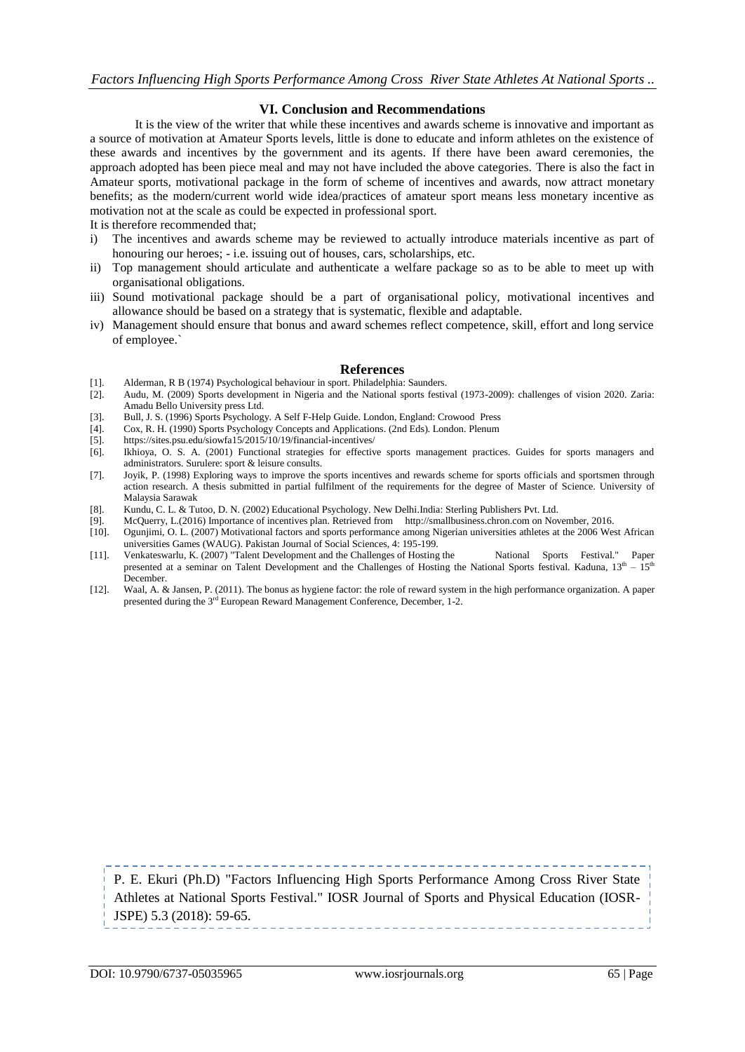## VI. Conclusion and Recommendations

It is the view of the writer that while these incentives and awards scheme is innovative and important as a source of motivation at Amateur Sports levels, little is done to educate and inform athletes on the existence of these awards and incentives by the government and its agents. If there have been award ceremonies, the approach adopted has been piece meal and may not have included the above categories. There is also the fact in Amateur sports, motivational package in the form of scheme of incentives and awards, now attract monetary benefits; as the modern/current world wide idea/practices of amateur sport means less monetary incentive as motivation not at the scale as could be expected in professional sport.

It is therefore recommended that;

i) The incentives and awards scheme may be reviewed to actually introduce materials incentive as part of honouring our heroes; - i.e. issuing out of houses, cars, scholarships, etc.
ii) Top management should articulate and authenticate a welfare package so as to be able to meet up with organisational obligations.
iii) Sound motivational package should be a part of organisational policy, motivational incentives and allowance should be based on a strategy that is systematic, flexible and adaptable.
iv) Management should ensure that bonus and award schemes reflect competence, skill, effort and long service of employee.`

## References

[1]. Alderman, R B (1974) Psychological behaviour in sport. Philadelphia: Saunders.
[2]. Audu, M. (2009) Sports development in Nigeria and the National sports festival (1973-2009): challenges of vision 2020. Zaria: Amadu Bello University press Ltd.
[3]. Bull, J. S. (1996) Sports Psychology. A Self F-Help Guide. London, England: Crowood Press
[4]. Cox, R. H. (1990) Sports Psychology Concepts and Applications. (2nd Eds). London. Plenum
[5]. https://sites.psu.edu/siowfa15/2015/10/19/financial-incentives/
[6]. Ikhioya, O. S. A. (2001) Functional strategies for effective sports management practices. Guides for sports managers and administrators. Surulere: sport & leisure consults.
[7]. Joyik, P. (1998) Exploring ways to improve the sports incentives and rewards scheme for sports officials and sportsmen through action research. A thesis submitted in partial fulfilment of the requirements for the degree of Master of Science. University of Malaysia Sarawak
[8]. Kundu, C. L. & Tutoo, D. N. (2002) Educational Psychology. New Delhi.India: Sterling Publishers Pvt. Ltd.
[9]. McQuerry, L.(2016) Importance of incentives plan. Retrieved from http://smallbusiness.chron.com on November, 2016.
[10]. Ogunjimi, O. L. (2007) Motivational factors and sports performance among Nigerian universities athletes at the 2006 West African universities Games (WAUG). Pakistan Journal of Social Sciences, 4: 195-199.
[11]. Venkateswarlu, K. (2007) "Talent Development and the Challenges of Hosting the National Sports Festival." Paper presented at a seminar on Talent Development and the Challenges of Hosting the National Sports festival. Kaduna, 13th – 15th December.
[12]. Waal, A. & Jansen, P. (2011). The bonus as hygiene factor: the role of reward system in the high performance organization. A paper presented during the 3rd European Reward Management Conference, December, 1-2.

P. E. Ekuri (Ph.D) "Factors Influencing High Sports Performance Among Cross River State Athletes at National Sports Festival." IOSR Journal of Sports and Physical Education (IOSR-JSPE) 5.3 (2018): 59-65.